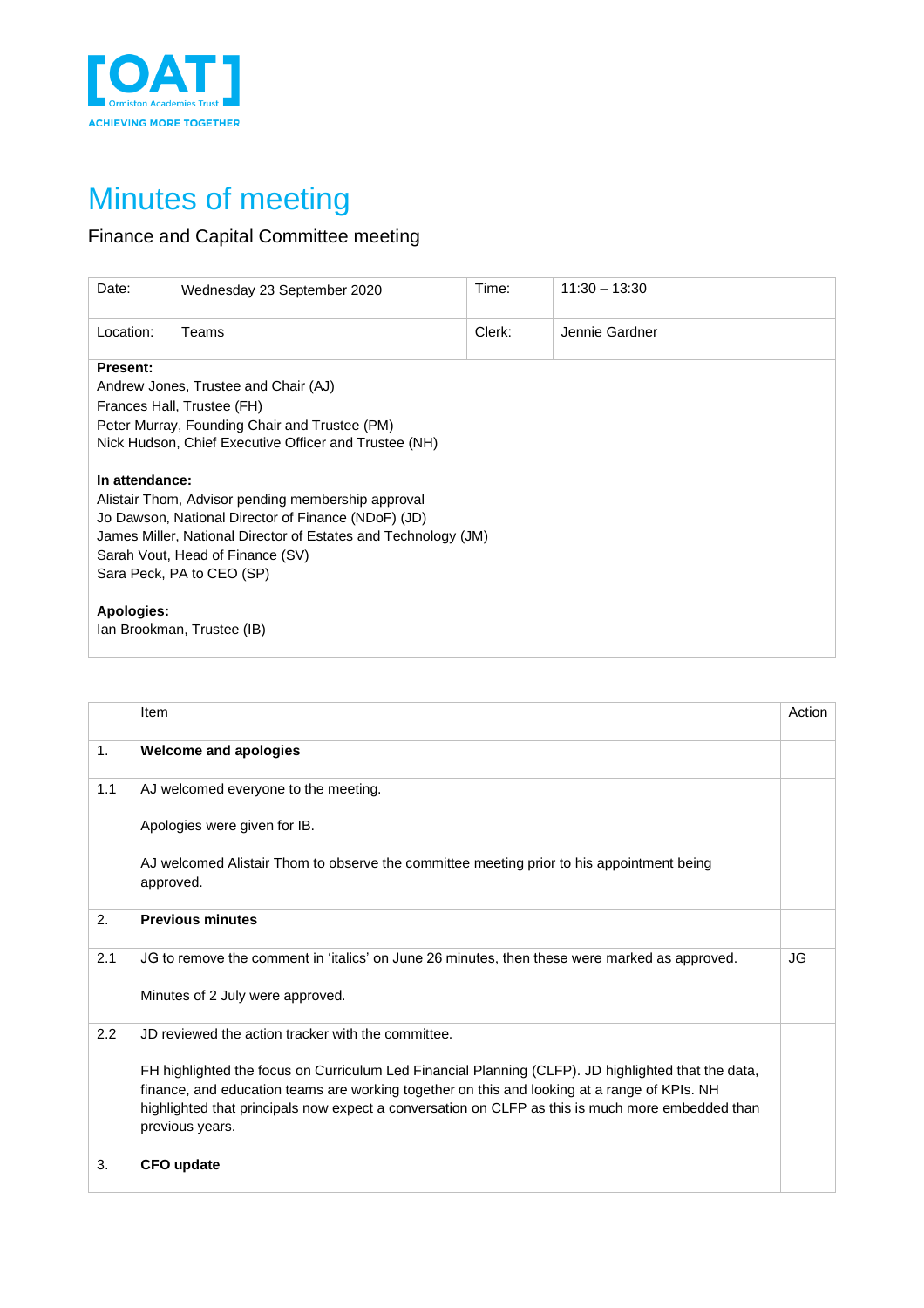[OAT] Ormiston Academies Trust

ACHIEVING MORE TOGETHER

# Minutes of meeting

Finance and Capital Committee meeting

| Date: | Wednesday 23 September 2020 | Time: | 11:30 – 13:30 |
|---|---|---|---|
| Location: | Teams | Clerk: | Jennie Gardner |

**Present:**
Andrew Jones, Trustee and Chair (AJ)
Frances Hall, Trustee (FH)
Peter Murray, Founding Chair and Trustee (PM)
Nick Hudson, Chief Executive Officer and Trustee (NH)

**In attendance:**
Alistair Thom, Advisor pending membership approval
Jo Dawson, National Director of Finance (NDoF) (JD)
James Miller, National Director of Estates and Technology (JM)
Sarah Vout, Head of Finance (SV)
Sara Peck, PA to CEO (SP)

**Apologies:**
Ian Brookman, Trustee (IB)

| | Item | Action |
|---|---|---|
| 1. | **Welcome and apologies** | |
| 1.1 | AJ welcomed everyone to the meeting.<br><br>Apologies were given for IB.<br><br>AJ welcomed Alistair Thom to observe the committee meeting prior to his appointment being approved. | |
| 2. | **Previous minutes** | |
| 2.1 | JG to remove the comment in 'italics' on June 26 minutes, then these were marked as approved.<br><br>Minutes of 2 July were approved. | JG |
| 2.2 | JD reviewed the action tracker with the committee.<br><br>FH highlighted the focus on Curriculum Led Financial Planning (CLFP). JD highlighted that the data, finance, and education teams are working together on this and looking at a range of KPIs. NH highlighted that principals now expect a conversation on CLFP as this is much more embedded than previous years. | |
| 3. | **CFO update** | |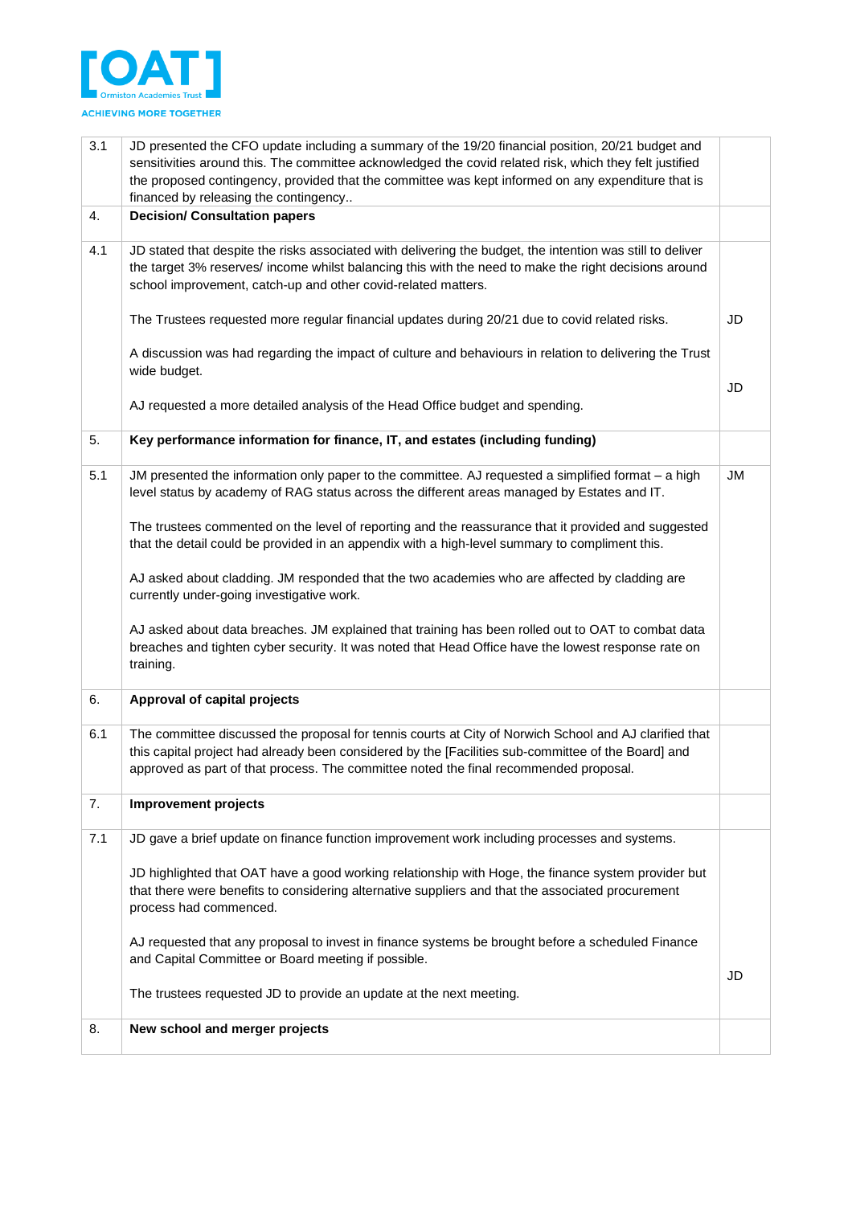| | | |
|---|---|---|
| 3.1 | JD presented the CFO update including a summary of the 19/20 financial position, 20/21 budget and sensitivities around this. The committee acknowledged the covid related risk, which they felt justified the proposed contingency, provided that the committee was kept informed on any expenditure that is financed by releasing the contingency.. | |
| 4. | **Decision/ Consultation papers** | |
| 4.1 | JD stated that despite the risks associated with delivering the budget, the intention was still to deliver the target 3% reserves/ income whilst balancing this with the need to make the right decisions around school improvement, catch-up and other covid-related matters.<br><br>The Trustees requested more regular financial updates during 20/21 due to covid related risks.<br><br>A discussion was had regarding the impact of culture and behaviours in relation to delivering the Trust wide budget.<br><br>AJ requested a more detailed analysis of the Head Office budget and spending. | <br><br><br>JD<br><br><br>JD |
| 5. | **Key performance information for finance, IT, and estates (including funding)** | |
| 5.1 | JM presented the information only paper to the committee. AJ requested a simplified format – a high level status by academy of RAG status across the different areas managed by Estates and IT.<br><br>The trustees commented on the level of reporting and the reassurance that it provided and suggested that the detail could be provided in an appendix with a high-level summary to compliment this.<br><br>AJ asked about cladding. JM responded that the two academies who are affected by cladding are currently under-going investigative work.<br><br>AJ asked about data breaches. JM explained that training has been rolled out to OAT to combat data breaches and tighten cyber security. It was noted that Head Office have the lowest response rate on training. | JM |
| 6. | **Approval of capital projects** | |
| 6.1 | The committee discussed the proposal for tennis courts at City of Norwich School and AJ clarified that this capital project had already been considered by the [Facilities sub-committee of the Board] and approved as part of that process. The committee noted the final recommended proposal. | |
| 7. | **Improvement projects** | |
| 7.1 | JD gave a brief update on finance function improvement work including processes and systems.<br><br>JD highlighted that OAT have a good working relationship with Hoge, the finance system provider but that there were benefits to considering alternative suppliers and that the associated procurement process had commenced.<br><br>AJ requested that any proposal to invest in finance systems be brought before a scheduled Finance and Capital Committee or Board meeting if possible.<br><br>The trustees requested JD to provide an update at the next meeting. | <br><br><br><br><br><br>JD |
| 8. | **New school and merger projects** | |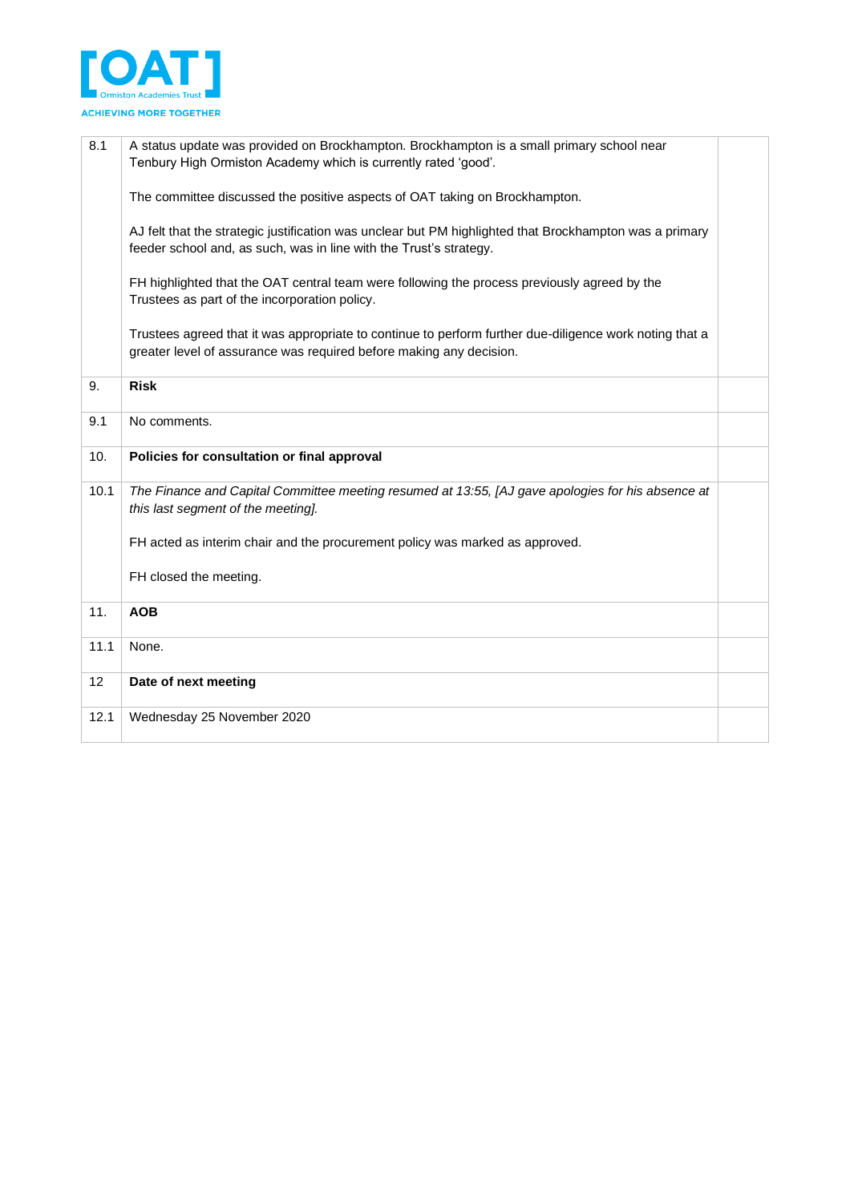| | | |
|---|---|---|
| 8.1 | A status update was provided on Brockhampton. Brockhampton is a small primary school near Tenbury High Ormiston Academy which is currently rated 'good'.<br><br>The committee discussed the positive aspects of OAT taking on Brockhampton.<br><br>AJ felt that the strategic justification was unclear but PM highlighted that Brockhampton was a primary feeder school and, as such, was in line with the Trust's strategy.<br><br>FH highlighted that the OAT central team were following the process previously agreed by the Trustees as part of the incorporation policy.<br><br>Trustees agreed that it was appropriate to continue to perform further due-diligence work noting that a greater level of assurance was required before making any decision. | |
| 9. | **Risk** | |
| 9.1 | No comments. | |
| 10. | **Policies for consultation or final approval** | |
| 10.1 | *The Finance and Capital Committee meeting resumed at 13:55, [AJ gave apologies for his absence at this last segment of the meeting].*<br><br>FH acted as interim chair and the procurement policy was marked as approved.<br><br>FH closed the meeting. | |
| 11. | **AOB** | |
| 11.1 | None. | |
| 12 | **Date of next meeting** | |
| 12.1 | Wednesday 25 November 2020 | |